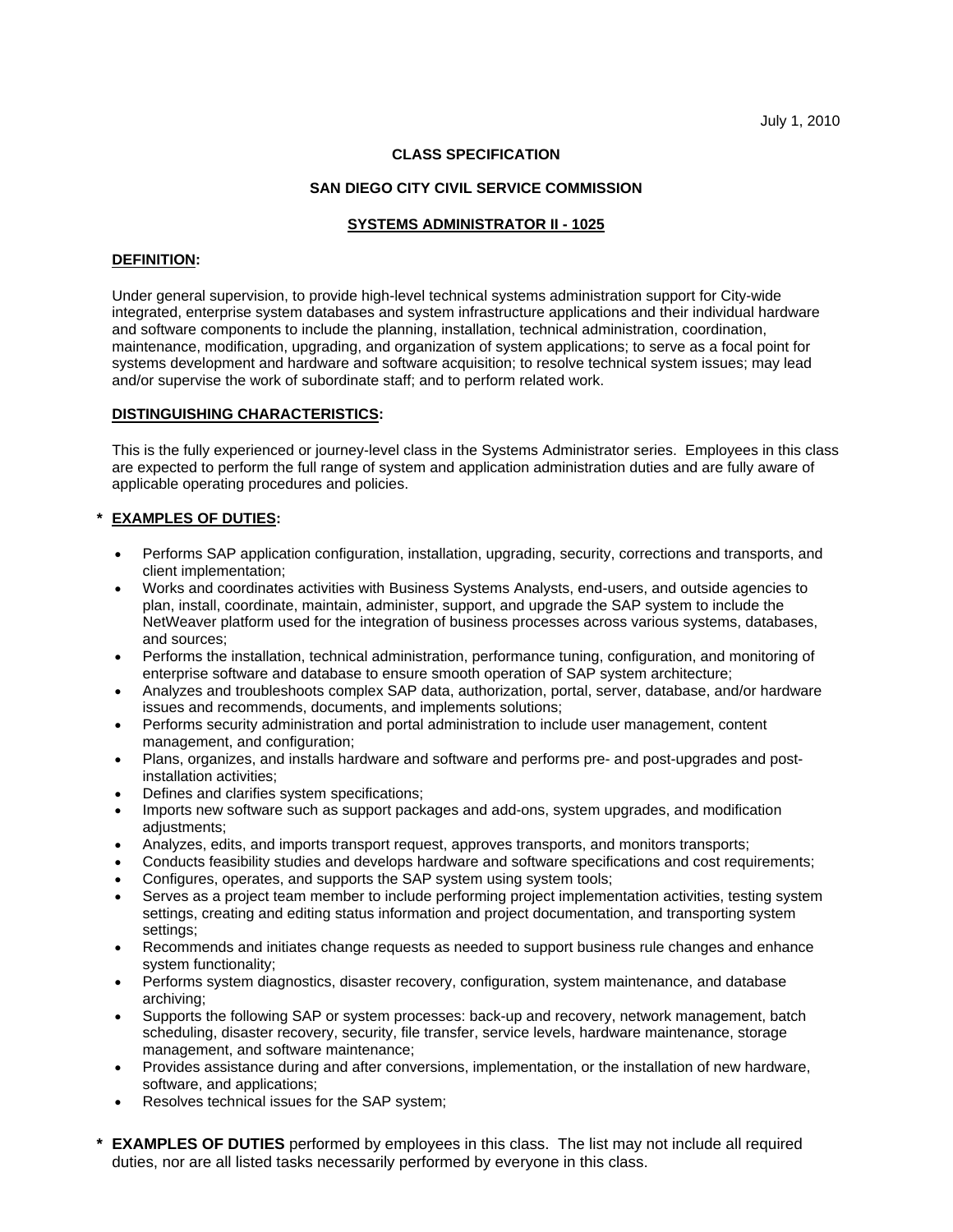July 1, 2010

**CLASS SPECIFICATION**

**SAN DIEGO CITY CIVIL SERVICE COMMISSION**

**SYSTEMS ADMINISTRATOR II - 1025**

## DEFINITION:

Under general supervision, to provide high-level technical systems administration support for City-wide integrated, enterprise system databases and system infrastructure applications and their individual hardware and software components to include the planning, installation, technical administration, coordination, maintenance, modification, upgrading, and organization of system applications; to serve as a focal point for systems development and hardware and software acquisition; to resolve technical system issues; may lead and/or supervise the work of subordinate staff; and to perform related work.

## DISTINGUISHING CHARACTERISTICS:

This is the fully experienced or journey-level class in the Systems Administrator series. Employees in this class are expected to perform the full range of system and application administration duties and are fully aware of applicable operating procedures and policies.

## * EXAMPLES OF DUTIES:

- Performs SAP application configuration, installation, upgrading, security, corrections and transports, and client implementation;
- Works and coordinates activities with Business Systems Analysts, end-users, and outside agencies to plan, install, coordinate, maintain, administer, support, and upgrade the SAP system to include the NetWeaver platform used for the integration of business processes across various systems, databases, and sources;
- Performs the installation, technical administration, performance tuning, configuration, and monitoring of enterprise software and database to ensure smooth operation of SAP system architecture;
- Analyzes and troubleshoots complex SAP data, authorization, portal, server, database, and/or hardware issues and recommends, documents, and implements solutions;
- Performs security administration and portal administration to include user management, content management, and configuration;
- Plans, organizes, and installs hardware and software and performs pre- and post-upgrades and post-installation activities;
- Defines and clarifies system specifications;
- Imports new software such as support packages and add-ons, system upgrades, and modification adjustments;
- Analyzes, edits, and imports transport request, approves transports, and monitors transports;
- Conducts feasibility studies and develops hardware and software specifications and cost requirements;
- Configures, operates, and supports the SAP system using system tools;
- Serves as a project team member to include performing project implementation activities, testing system settings, creating and editing status information and project documentation, and transporting system settings;
- Recommends and initiates change requests as needed to support business rule changes and enhance system functionality;
- Performs system diagnostics, disaster recovery, configuration, system maintenance, and database archiving;
- Supports the following SAP or system processes: back-up and recovery, network management, batch scheduling, disaster recovery, security, file transfer, service levels, hardware maintenance, storage management, and software maintenance;
- Provides assistance during and after conversions, implementation, or the installation of new hardware, software, and applications;
- Resolves technical issues for the SAP system;

**\* EXAMPLES OF DUTIES** performed by employees in this class. The list may not include all required duties, nor are all listed tasks necessarily performed by everyone in this class.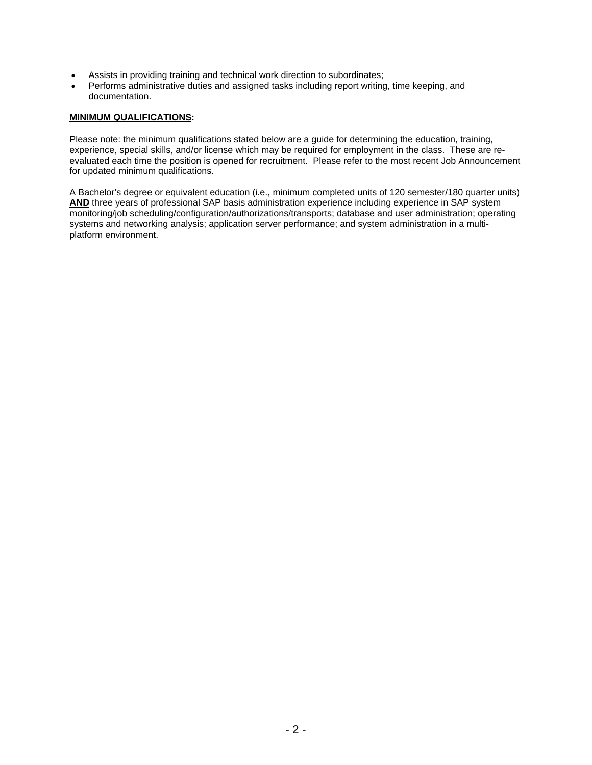- Assists in providing training and technical work direction to subordinates;
- Performs administrative duties and assigned tasks including report writing, time keeping, and documentation.

**MINIMUM QUALIFICATIONS:**

Please note: the minimum qualifications stated below are a guide for determining the education, training, experience, special skills, and/or license which may be required for employment in the class. These are re-evaluated each time the position is opened for recruitment. Please refer to the most recent Job Announcement for updated minimum qualifications.

A Bachelor's degree or equivalent education (i.e., minimum completed units of 120 semester/180 quarter units) **AND** three years of professional SAP basis administration experience including experience in SAP system monitoring/job scheduling/configuration/authorizations/transports; database and user administration; operating systems and networking analysis; application server performance; and system administration in a multi-platform environment.